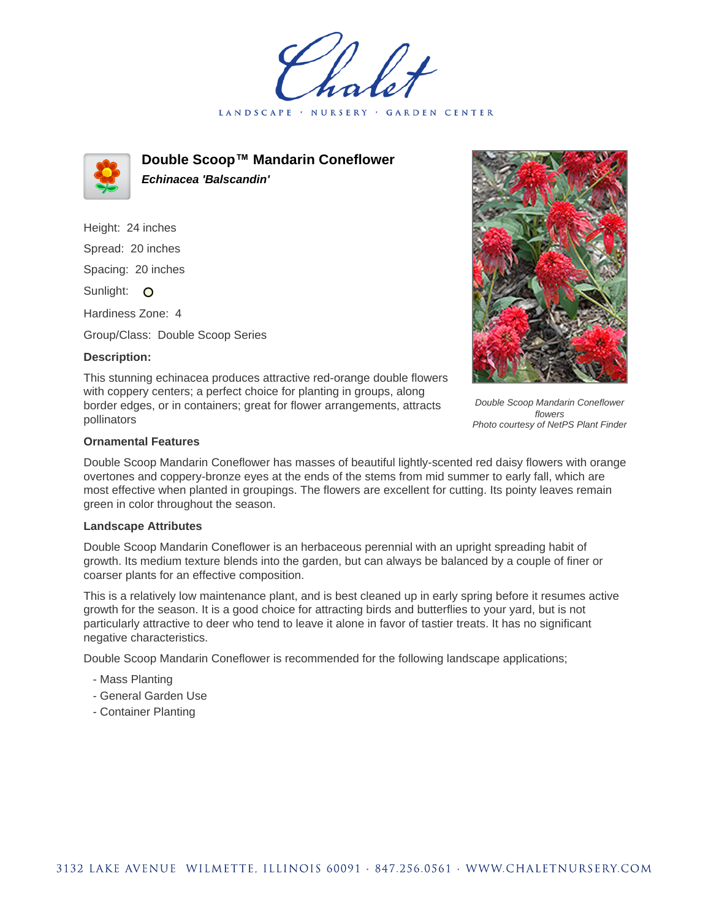# Double Scoop™ Mandarin Coneflower

***Echinacea 'Balscandin'***

Height: 24 inches

Spread: 20 inches

Spacing: 20 inches

Sunlight: O

Hardiness Zone: 4

Group/Class: Double Scoop Series

**Description:**

This stunning echinacea produces attractive red-orange double flowers with coppery centers; a perfect choice for planting in groups, along border edges, or in containers; great for flower arrangements, attracts pollinators

*Double Scoop Mandarin Coneflower flowers*
*Photo courtesy of NetPS Plant Finder*

### Ornamental Features

Double Scoop Mandarin Coneflower has masses of beautiful lightly-scented red daisy flowers with orange overtones and coppery-bronze eyes at the ends of the stems from mid summer to early fall, which are most effective when planted in groupings. The flowers are excellent for cutting. Its pointy leaves remain green in color throughout the season.

### Landscape Attributes

Double Scoop Mandarin Coneflower is an herbaceous perennial with an upright spreading habit of growth. Its medium texture blends into the garden, but can always be balanced by a couple of finer or coarser plants for an effective composition.

This is a relatively low maintenance plant, and is best cleaned up in early spring before it resumes active growth for the season. It is a good choice for attracting birds and butterflies to your yard, but is not particularly attractive to deer who tend to leave it alone in favor of tastier treats. It has no significant negative characteristics.

Double Scoop Mandarin Coneflower is recommended for the following landscape applications;

- Mass Planting
- General Garden Use
- Container Planting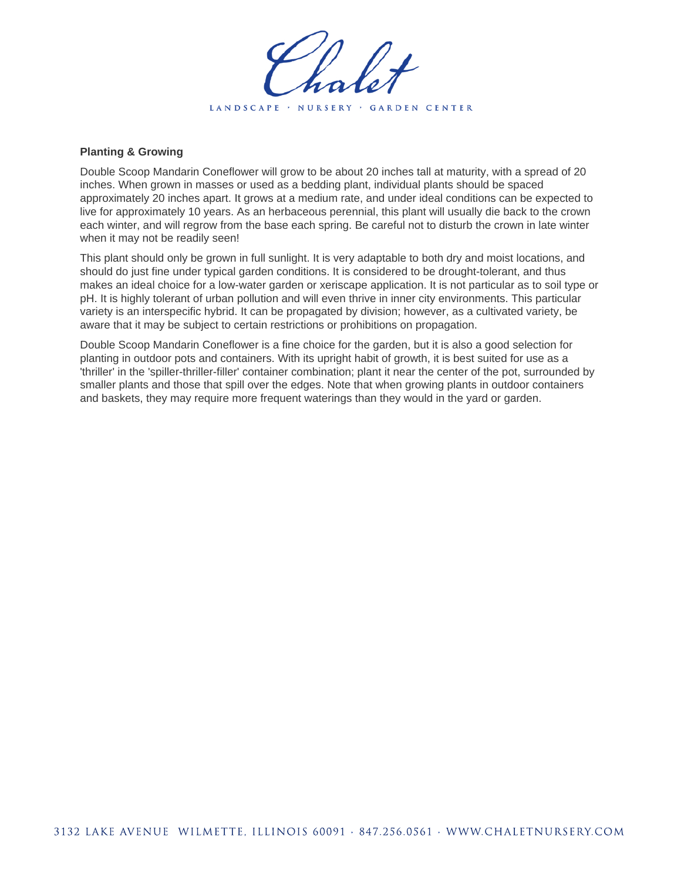**Planting & Growing**

Double Scoop Mandarin Coneflower will grow to be about 20 inches tall at maturity, with a spread of 20 inches. When grown in masses or used as a bedding plant, individual plants should be spaced approximately 20 inches apart. It grows at a medium rate, and under ideal conditions can be expected to live for approximately 10 years. As an herbaceous perennial, this plant will usually die back to the crown each winter, and will regrow from the base each spring. Be careful not to disturb the crown in late winter when it may not be readily seen!

This plant should only be grown in full sunlight. It is very adaptable to both dry and moist locations, and should do just fine under typical garden conditions. It is considered to be drought-tolerant, and thus makes an ideal choice for a low-water garden or xeriscape application. It is not particular as to soil type or pH. It is highly tolerant of urban pollution and will even thrive in inner city environments. This particular variety is an interspecific hybrid. It can be propagated by division; however, as a cultivated variety, be aware that it may be subject to certain restrictions or prohibitions on propagation.

Double Scoop Mandarin Coneflower is a fine choice for the garden, but it is also a good selection for planting in outdoor pots and containers. With its upright habit of growth, it is best suited for use as a 'thriller' in the 'spiller-thriller-filler' container combination; plant it near the center of the pot, surrounded by smaller plants and those that spill over the edges. Note that when growing plants in outdoor containers and baskets, they may require more frequent waterings than they would in the yard or garden.